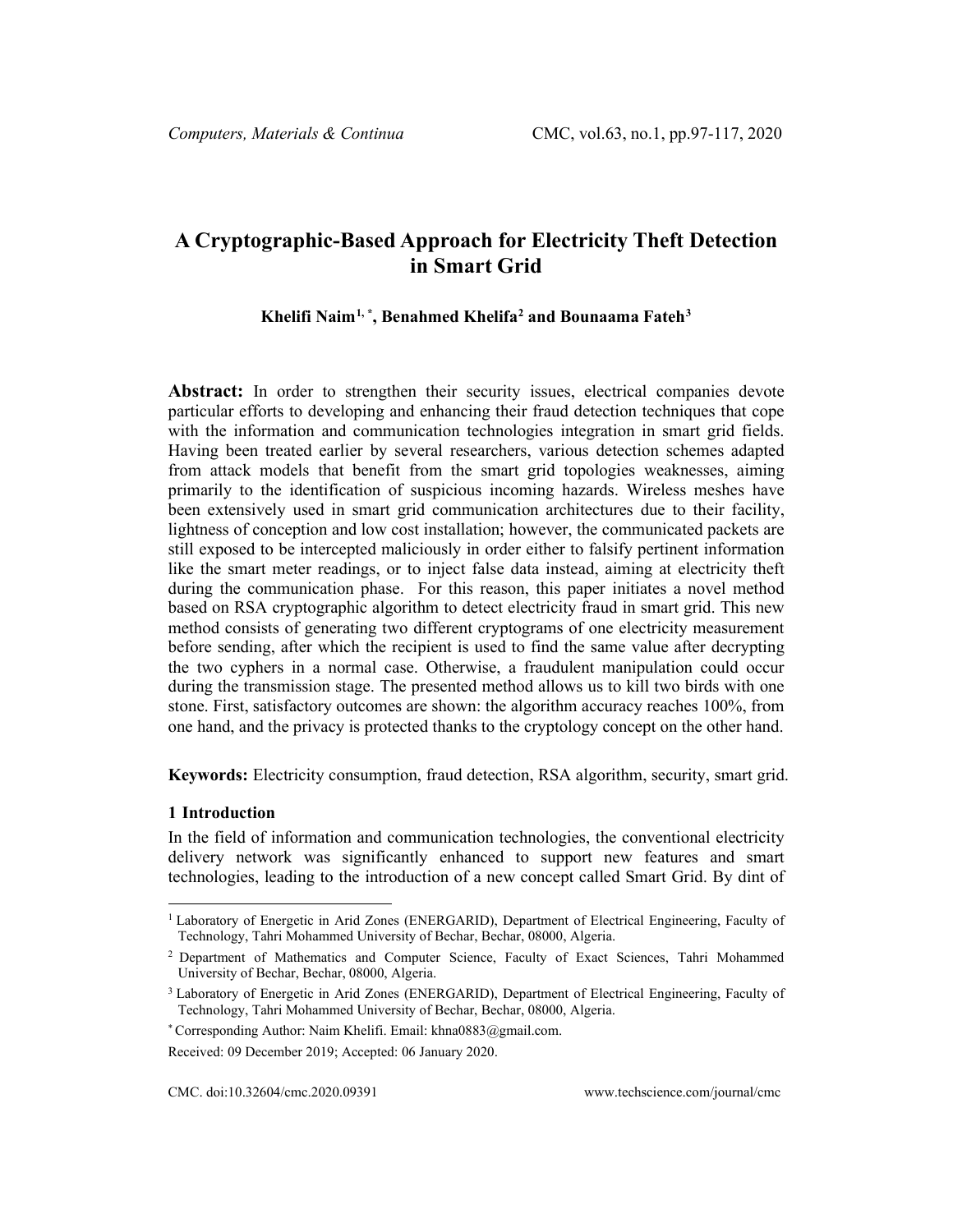# A Cryptographic-Based Approach for Electricity Theft Detection in Smart Grid

**Khelifi Naim[1,*], Benahmed Khelifa[2] and Bounaama Fateh[3]**

**Abstract:** In order to strengthen their security issues, electrical companies devote particular efforts to developing and enhancing their fraud detection techniques that cope with the information and communication technologies integration in smart grid fields. Having been treated earlier by several researchers, various detection schemes adapted from attack models that benefit from the smart grid topologies weaknesses, aiming primarily to the identification of suspicious incoming hazards. Wireless meshes have been extensively used in smart grid communication architectures due to their facility, lightness of conception and low cost installation; however, the communicated packets are still exposed to be intercepted maliciously in order either to falsify pertinent information like the smart meter readings, or to inject false data instead, aiming at electricity theft during the communication phase. For this reason, this paper initiates a novel method based on RSA cryptographic algorithm to detect electricity fraud in smart grid. This new method consists of generating two different cryptograms of one electricity measurement before sending, after which the recipient is used to find the same value after decrypting the two cyphers in a normal case. Otherwise, a fraudulent manipulation could occur during the transmission stage. The presented method allows us to kill two birds with one stone. First, satisfactory outcomes are shown: the algorithm accuracy reaches 100%, from one hand, and the privacy is protected thanks to the cryptology concept on the other hand.

**Keywords:** Electricity consumption, fraud detection, RSA algorithm, security, smart grid.

## 1 Introduction

In the field of information and communication technologies, the conventional electricity delivery network was significantly enhanced to support new features and smart technologies, leading to the introduction of a new concept called Smart Grid. By dint of

---

[1] Laboratory of Energetic in Arid Zones (ENERGARID), Department of Electrical Engineering, Faculty of Technology, Tahri Mohammed University of Bechar, Bechar, 08000, Algeria.

[2] Department of Mathematics and Computer Science, Faculty of Exact Sciences, Tahri Mohammed University of Bechar, Bechar, 08000, Algeria.

[3] Laboratory of Energetic in Arid Zones (ENERGARID), Department of Electrical Engineering, Faculty of Technology, Tahri Mohammed University of Bechar, Bechar, 08000, Algeria.

[*] Corresponding Author: Naim Khelifi. Email: khna0883@gmail.com.

Received: 09 December 2019; Accepted: 06 January 2020.

CMC. doi:10.32604/cmc.2020.09391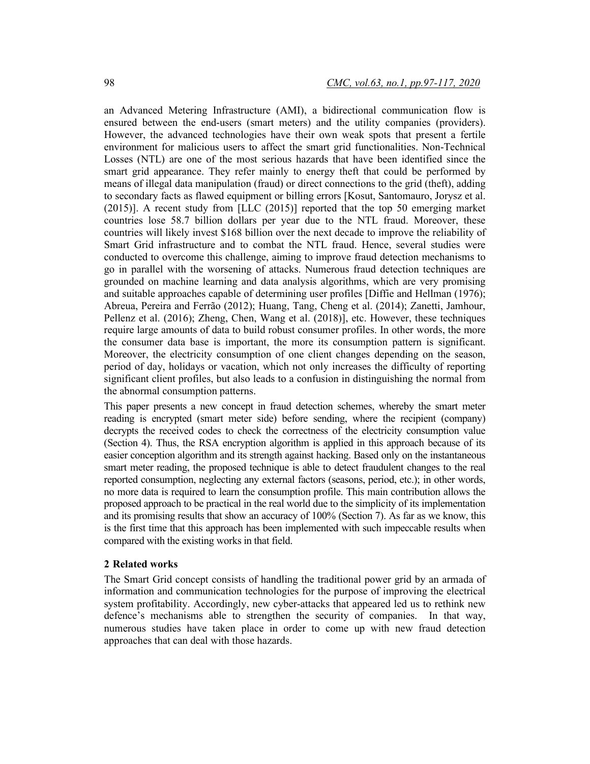an Advanced Metering Infrastructure (AMI), a bidirectional communication flow is ensured between the end-users (smart meters) and the utility companies (providers). However, the advanced technologies have their own weak spots that present a fertile environment for malicious users to affect the smart grid functionalities. Non-Technical Losses (NTL) are one of the most serious hazards that have been identified since the smart grid appearance. They refer mainly to energy theft that could be performed by means of illegal data manipulation (fraud) or direct connections to the grid (theft), adding to secondary facts as flawed equipment or billing errors [Kosut, Santomauro, Jorysz et al. (2015)]. A recent study from [LLC (2015)] reported that the top 50 emerging market countries lose 58.7 billion dollars per year due to the NTL fraud. Moreover, these countries will likely invest $168 billion over the next decade to improve the reliability of Smart Grid infrastructure and to combat the NTL fraud. Hence, several studies were conducted to overcome this challenge, aiming to improve fraud detection mechanisms to go in parallel with the worsening of attacks. Numerous fraud detection techniques are grounded on machine learning and data analysis algorithms, which are very promising and suitable approaches capable of determining user profiles [Diffie and Hellman (1976); Abreua, Pereira and Ferrão (2012); Huang, Tang, Cheng et al. (2014); Zanetti, Jamhour, Pellenz et al. (2016); Zheng, Chen, Wang et al. (2018)], etc. However, these techniques require large amounts of data to build robust consumer profiles. In other words, the more the consumer data base is important, the more its consumption pattern is significant. Moreover, the electricity consumption of one client changes depending on the season, period of day, holidays or vacation, which not only increases the difficulty of reporting significant client profiles, but also leads to a confusion in distinguishing the normal from the abnormal consumption patterns.

This paper presents a new concept in fraud detection schemes, whereby the smart meter reading is encrypted (smart meter side) before sending, where the recipient (company) decrypts the received codes to check the correctness of the electricity consumption value (Section 4). Thus, the RSA encryption algorithm is applied in this approach because of its easier conception algorithm and its strength against hacking. Based only on the instantaneous smart meter reading, the proposed technique is able to detect fraudulent changes to the real reported consumption, neglecting any external factors (seasons, period, etc.); in other words, no more data is required to learn the consumption profile. This main contribution allows the proposed approach to be practical in the real world due to the simplicity of its implementation and its promising results that show an accuracy of 100% (Section 7). As far as we know, this is the first time that this approach has been implemented with such impeccable results when compared with the existing works in that field.

## 2 Related works

The Smart Grid concept consists of handling the traditional power grid by an armada of information and communication technologies for the purpose of improving the electrical system profitability. Accordingly, new cyber-attacks that appeared led us to rethink new defence's mechanisms able to strengthen the security of companies. In that way, numerous studies have taken place in order to come up with new fraud detection approaches that can deal with those hazards.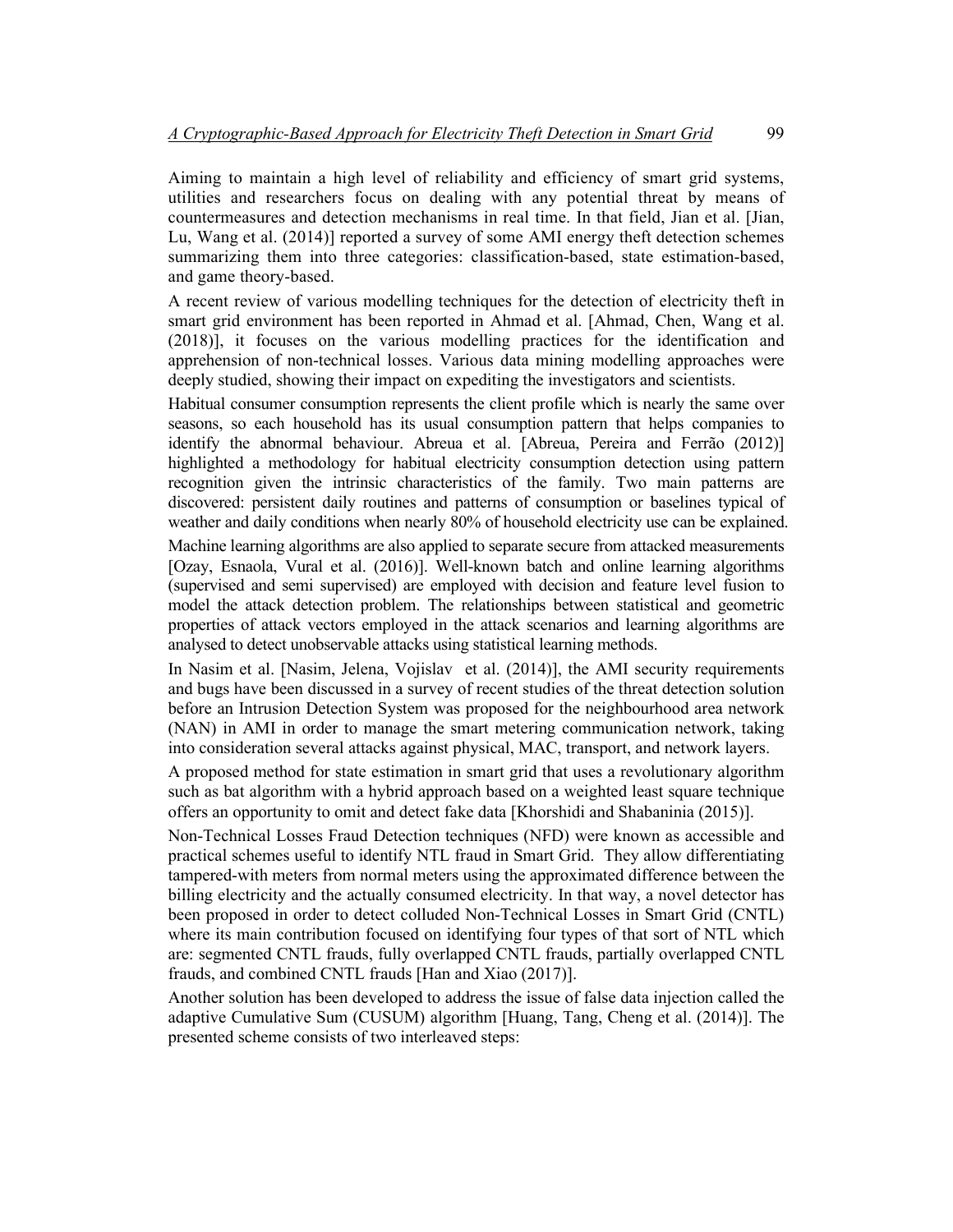Aiming to maintain a high level of reliability and efficiency of smart grid systems, utilities and researchers focus on dealing with any potential threat by means of countermeasures and detection mechanisms in real time. In that field, Jian et al. [Jian, Lu, Wang et al. (2014)] reported a survey of some AMI energy theft detection schemes summarizing them into three categories: classification-based, state estimation-based, and game theory-based.

A recent review of various modelling techniques for the detection of electricity theft in smart grid environment has been reported in Ahmad et al. [Ahmad, Chen, Wang et al. (2018)], it focuses on the various modelling practices for the identification and apprehension of non-technical losses. Various data mining modelling approaches were deeply studied, showing their impact on expediting the investigators and scientists.

Habitual consumer consumption represents the client profile which is nearly the same over seasons, so each household has its usual consumption pattern that helps companies to identify the abnormal behaviour. Abreua et al. [Abreua, Pereira and Ferrão (2012)] highlighted a methodology for habitual electricity consumption detection using pattern recognition given the intrinsic characteristics of the family. Two main patterns are discovered: persistent daily routines and patterns of consumption or baselines typical of weather and daily conditions when nearly 80% of household electricity use can be explained.

Machine learning algorithms are also applied to separate secure from attacked measurements [Ozay, Esnaola, Vural et al. (2016)]. Well-known batch and online learning algorithms (supervised and semi supervised) are employed with decision and feature level fusion to model the attack detection problem. The relationships between statistical and geometric properties of attack vectors employed in the attack scenarios and learning algorithms are analysed to detect unobservable attacks using statistical learning methods.

In Nasim et al. [Nasim, Jelena, Vojislav et al. (2014)], the AMI security requirements and bugs have been discussed in a survey of recent studies of the threat detection solution before an Intrusion Detection System was proposed for the neighbourhood area network (NAN) in AMI in order to manage the smart metering communication network, taking into consideration several attacks against physical, MAC, transport, and network layers.

A proposed method for state estimation in smart grid that uses a revolutionary algorithm such as bat algorithm with a hybrid approach based on a weighted least square technique offers an opportunity to omit and detect fake data [Khorshidi and Shabaninia (2015)].

Non-Technical Losses Fraud Detection techniques (NFD) were known as accessible and practical schemes useful to identify NTL fraud in Smart Grid. They allow differentiating tampered-with meters from normal meters using the approximated difference between the billing electricity and the actually consumed electricity. In that way, a novel detector has been proposed in order to detect colluded Non-Technical Losses in Smart Grid (CNTL) where its main contribution focused on identifying four types of that sort of NTL which are: segmented CNTL frauds, fully overlapped CNTL frauds, partially overlapped CNTL frauds, and combined CNTL frauds [Han and Xiao (2017)].

Another solution has been developed to address the issue of false data injection called the adaptive Cumulative Sum (CUSUM) algorithm [Huang, Tang, Cheng et al. (2014)]. The presented scheme consists of two interleaved steps: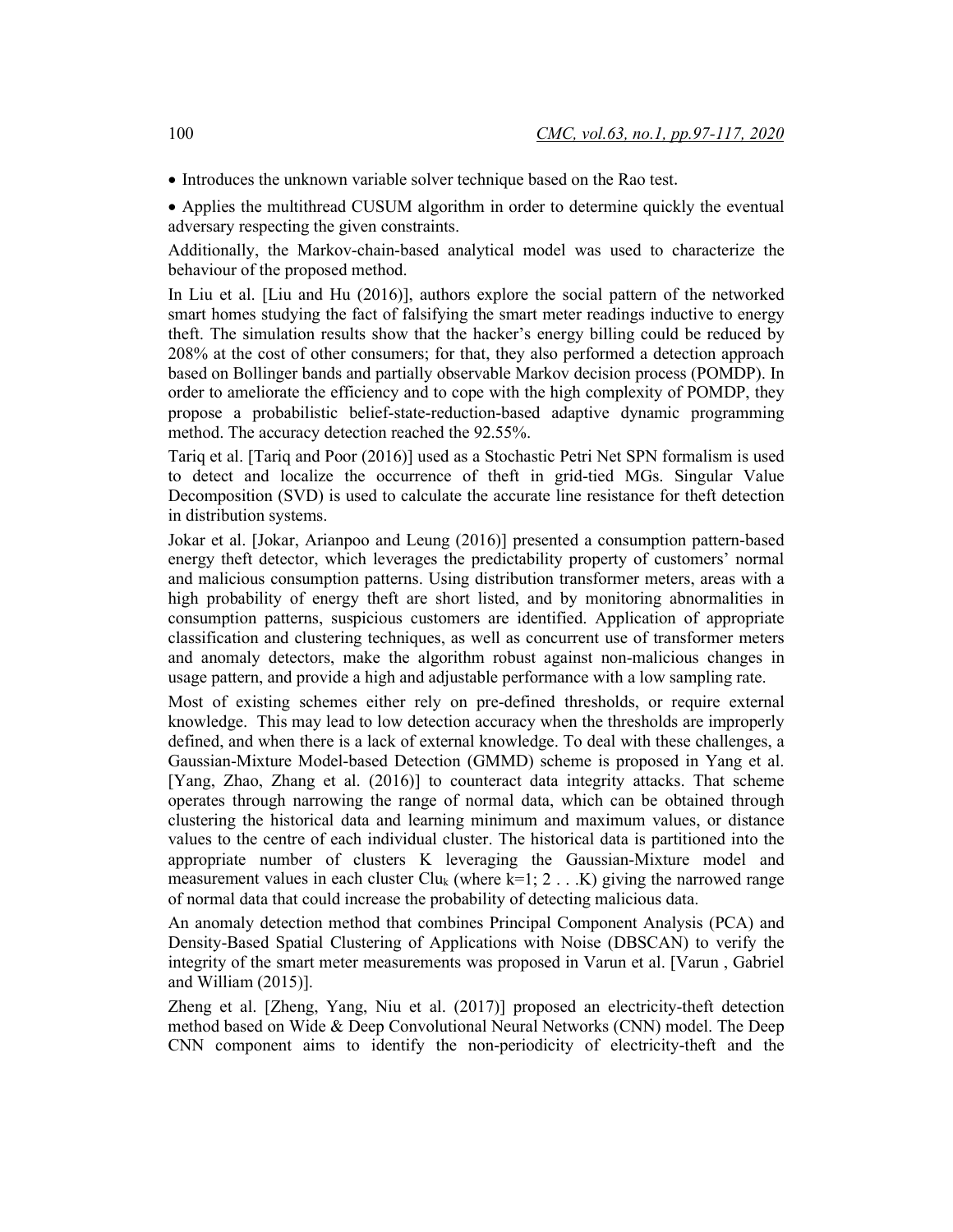- Introduces the unknown variable solver technique based on the Rao test.
- Applies the multithread CUSUM algorithm in order to determine quickly the eventual adversary respecting the given constraints.

Additionally, the Markov-chain-based analytical model was used to characterize the behaviour of the proposed method.

In Liu et al. [Liu and Hu (2016)], authors explore the social pattern of the networked smart homes studying the fact of falsifying the smart meter readings inductive to energy theft. The simulation results show that the hacker's energy billing could be reduced by 208% at the cost of other consumers; for that, they also performed a detection approach based on Bollinger bands and partially observable Markov decision process (POMDP). In order to ameliorate the efficiency and to cope with the high complexity of POMDP, they propose a probabilistic belief-state-reduction-based adaptive dynamic programming method. The accuracy detection reached the 92.55%.

Tariq et al. [Tariq and Poor (2016)] used as a Stochastic Petri Net SPN formalism is used to detect and localize the occurrence of theft in grid-tied MGs. Singular Value Decomposition (SVD) is used to calculate the accurate line resistance for theft detection in distribution systems.

Jokar et al. [Jokar, Arianpoo and Leung (2016)] presented a consumption pattern-based energy theft detector, which leverages the predictability property of customers' normal and malicious consumption patterns. Using distribution transformer meters, areas with a high probability of energy theft are short listed, and by monitoring abnormalities in consumption patterns, suspicious customers are identified. Application of appropriate classification and clustering techniques, as well as concurrent use of transformer meters and anomaly detectors, make the algorithm robust against non-malicious changes in usage pattern, and provide a high and adjustable performance with a low sampling rate.

Most of existing schemes either rely on pre-defined thresholds, or require external knowledge. This may lead to low detection accuracy when the thresholds are improperly defined, and when there is a lack of external knowledge. To deal with these challenges, a Gaussian-Mixture Model-based Detection (GMMD) scheme is proposed in Yang et al. [Yang, Zhao, Zhang et al. (2016)] to counteract data integrity attacks. That scheme operates through narrowing the range of normal data, which can be obtained through clustering the historical data and learning minimum and maximum values, or distance values to the centre of each individual cluster. The historical data is partitioned into the appropriate number of clusters K leveraging the Gaussian-Mixture model and measurement values in each cluster $Clu_k$ (where k=1; 2 . . .K) giving the narrowed range of normal data that could increase the probability of detecting malicious data.

An anomaly detection method that combines Principal Component Analysis (PCA) and Density-Based Spatial Clustering of Applications with Noise (DBSCAN) to verify the integrity of the smart meter measurements was proposed in Varun et al. [Varun , Gabriel and William (2015)].

Zheng et al. [Zheng, Yang, Niu et al. (2017)] proposed an electricity-theft detection method based on Wide & Deep Convolutional Neural Networks (CNN) model. The Deep CNN component aims to identify the non-periodicity of electricity-theft and the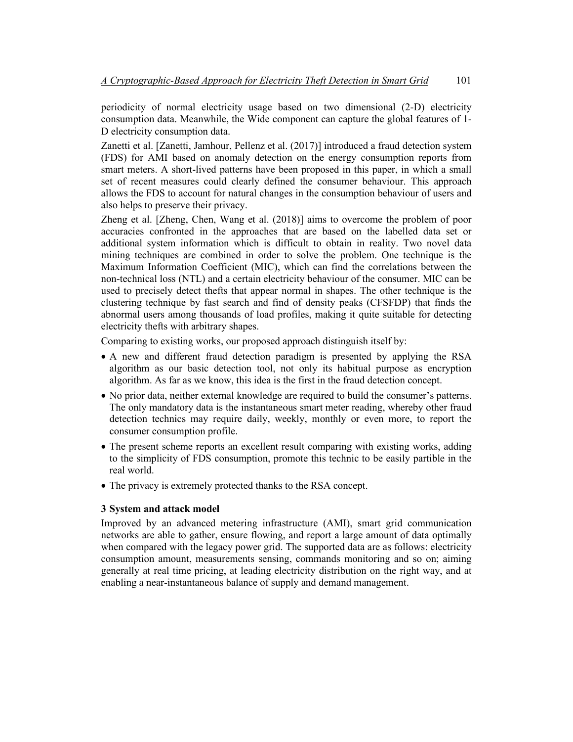periodicity of normal electricity usage based on two dimensional (2-D) electricity consumption data. Meanwhile, the Wide component can capture the global features of 1-D electricity consumption data.

Zanetti et al. [Zanetti, Jamhour, Pellenz et al. (2017)] introduced a fraud detection system (FDS) for AMI based on anomaly detection on the energy consumption reports from smart meters. A short-lived patterns have been proposed in this paper, in which a small set of recent measures could clearly defined the consumer behaviour. This approach allows the FDS to account for natural changes in the consumption behaviour of users and also helps to preserve their privacy.

Zheng et al. [Zheng, Chen, Wang et al. (2018)] aims to overcome the problem of poor accuracies confronted in the approaches that are based on the labelled data set or additional system information which is difficult to obtain in reality. Two novel data mining techniques are combined in order to solve the problem. One technique is the Maximum Information Coefficient (MIC), which can find the correlations between the non-technical loss (NTL) and a certain electricity behaviour of the consumer. MIC can be used to precisely detect thefts that appear normal in shapes. The other technique is the clustering technique by fast search and find of density peaks (CFSFDP) that finds the abnormal users among thousands of load profiles, making it quite suitable for detecting electricity thefts with arbitrary shapes.

Comparing to existing works, our proposed approach distinguish itself by:

- A new and different fraud detection paradigm is presented by applying the RSA algorithm as our basic detection tool, not only its habitual purpose as encryption algorithm. As far as we know, this idea is the first in the fraud detection concept.
- No prior data, neither external knowledge are required to build the consumer's patterns. The only mandatory data is the instantaneous smart meter reading, whereby other fraud detection technics may require daily, weekly, monthly or even more, to report the consumer consumption profile.
- The present scheme reports an excellent result comparing with existing works, adding to the simplicity of FDS consumption, promote this technic to be easily partible in the real world.
- The privacy is extremely protected thanks to the RSA concept.

### 3 System and attack model

Improved by an advanced metering infrastructure (AMI), smart grid communication networks are able to gather, ensure flowing, and report a large amount of data optimally when compared with the legacy power grid. The supported data are as follows: electricity consumption amount, measurements sensing, commands monitoring and so on; aiming generally at real time pricing, at leading electricity distribution on the right way, and at enabling a near-instantaneous balance of supply and demand management.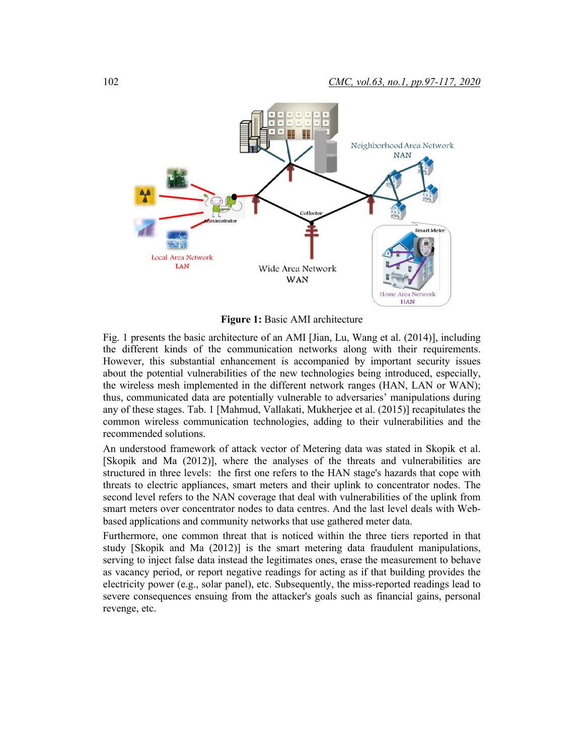**Figure 1:** Basic AMI architecture

Fig. 1 presents the basic architecture of an AMI [Jian, Lu, Wang et al. (2014)], including the different kinds of the communication networks along with their requirements. However, this substantial enhancement is accompanied by important security issues about the potential vulnerabilities of the new technologies being introduced, especially, the wireless mesh implemented in the different network ranges (HAN, LAN or WAN); thus, communicated data are potentially vulnerable to adversaries' manipulations during any of these stages. Tab. 1 [Mahmud, Vallakati, Mukherjee et al. (2015)] recapitulates the common wireless communication technologies, adding to their vulnerabilities and the recommended solutions.

An understood framework of attack vector of Metering data was stated in Skopik et al. [Skopik and Ma (2012)], where the analyses of the threats and vulnerabilities are structured in three levels: the first one refers to the HAN stage's hazards that cope with threats to electric appliances, smart meters and their uplink to concentrator nodes. The second level refers to the NAN coverage that deal with vulnerabilities of the uplink from smart meters over concentrator nodes to data centres. And the last level deals with Web-based applications and community networks that use gathered meter data.

Furthermore, one common threat that is noticed within the three tiers reported in that study [Skopik and Ma (2012)] is the smart metering data fraudulent manipulations, serving to inject false data instead the legitimates ones, erase the measurement to behave as vacancy period, or report negative readings for acting as if that building provides the electricity power (e.g., solar panel), etc. Subsequently, the miss-reported readings lead to severe consequences ensuing from the attacker's goals such as financial gains, personal revenge, etc.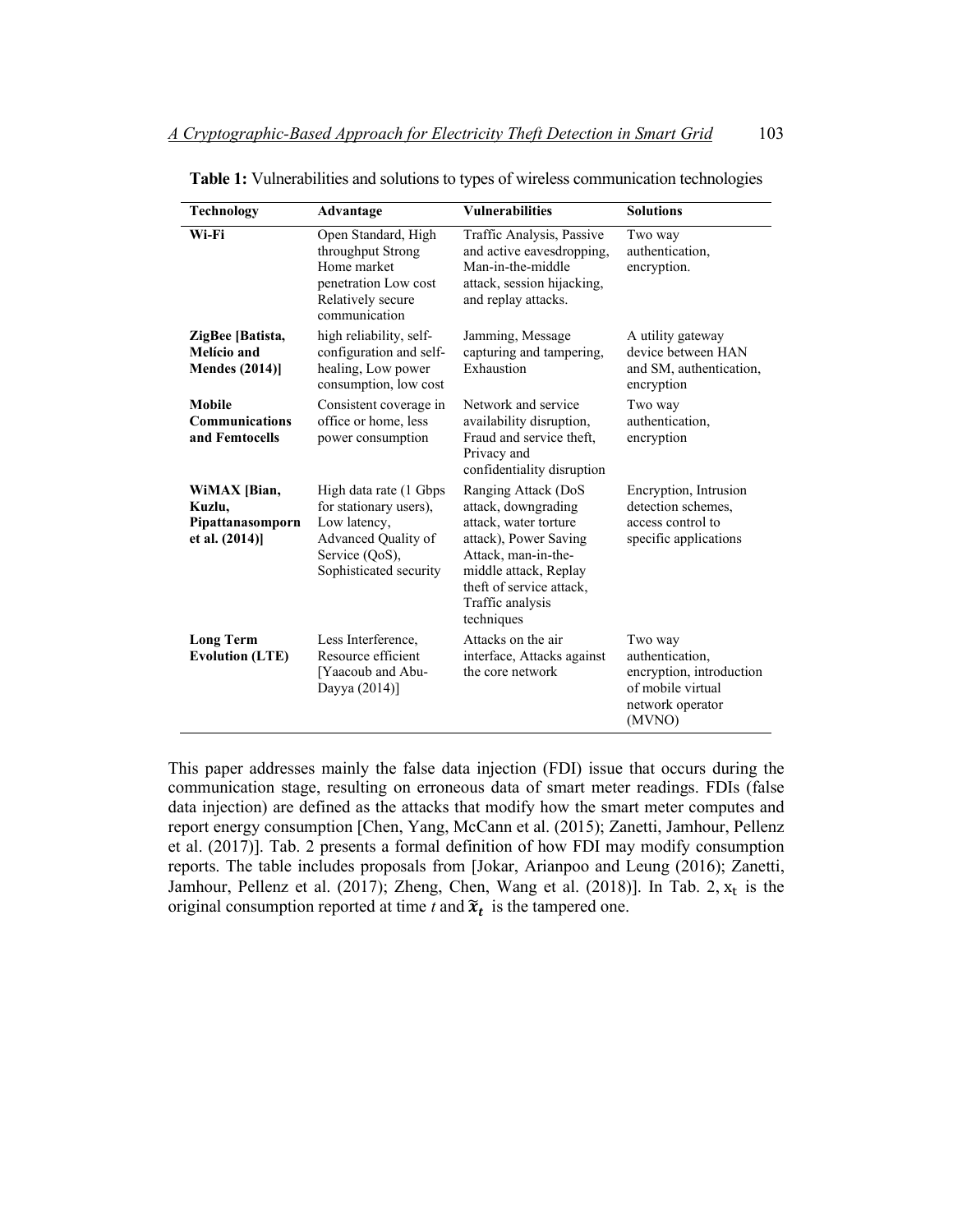**Table 1:** Vulnerabilities and solutions to types of wireless communication technologies

| Technology | Advantage | Vulnerabilities | Solutions |
|---|---|---|---|
| **Wi-Fi** | Open Standard, High throughput Strong Home market penetration Low cost Relatively secure communication | Traffic Analysis, Passive and active eavesdropping, Man-in-the-middle attack, session hijacking, and replay attacks. | Two way authentication, encryption. |
| **ZigBee [Batista, Melício and Mendes (2014)]** | high reliability, self-configuration and self-healing, Low power consumption, low cost | Jamming, Message capturing and tampering, Exhaustion | A utility gateway device between HAN and SM, authentication, encryption |
| **Mobile Communications and Femtocells** | Consistent coverage in office or home, less power consumption | Network and service availability disruption, Fraud and service theft, Privacy and confidentiality disruption | Two way authentication, encryption |
| **WiMAX [Bian, Kuzlu, Pipattanasomporn et al. (2014)]** | High data rate (1 Gbps for stationary users), Low latency, Advanced Quality of Service (QoS), Sophisticated security | Ranging Attack (DoS attack, downgrading attack, water torture attack), Power Saving Attack, man-in-the-middle attack, Replay theft of service attack, Traffic analysis techniques | Encryption, Intrusion detection schemes, access control to specific applications |
| **Long Term Evolution (LTE)** | Less Interference, Resource efficient [Yaacoub and Abu-Dayya (2014)] | Attacks on the air interface, Attacks against the core network | Two way authentication, encryption, introduction of mobile virtual network operator (MVNO) |

This paper addresses mainly the false data injection (FDI) issue that occurs during the communication stage, resulting on erroneous data of smart meter readings. FDIs (false data injection) are defined as the attacks that modify how the smart meter computes and report energy consumption [Chen, Yang, McCann et al. (2015); Zanetti, Jamhour, Pellenz et al. (2017)]. Tab. 2 presents a formal definition of how FDI may modify consumption reports. The table includes proposals from [Jokar, Arianpoo and Leung (2016); Zanetti, Jamhour, Pellenz et al. (2017); Zheng, Chen, Wang et al. (2018)]. In Tab. 2, $x_t$ is the original consumption reported at time *t* and $\tilde{x}_t$ is the tampered one.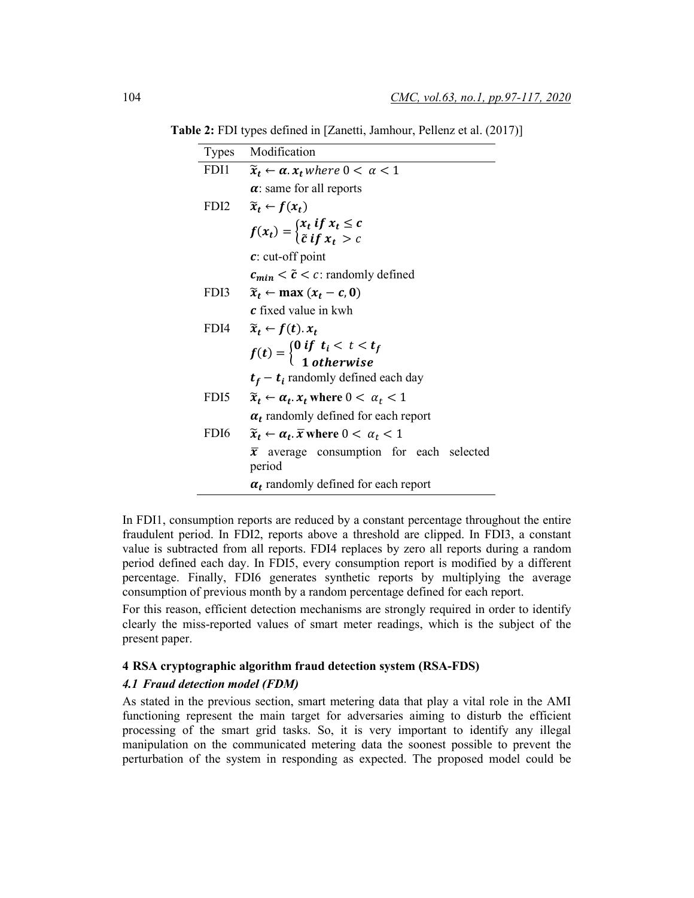**Table 2:** FDI types defined in [Zanetti, Jamhour, Pellenz et al. (2017)]

| Types | Modification |
|---|---|
| FDI1 | $\tilde{x}_t \leftarrow \alpha . x_t$ $where$ $0 < \alpha < 1$ |
| | $\alpha$: same for all reports |
| FDI2 | $\tilde{x}_t \leftarrow f(x_t)$ |
| | $f(x_t) = \begin{cases} x_t \ if \ x_t \leq c \\ \tilde{c} \ if \ x_t > c \end{cases}$ |
| | $c$: cut-off point |
| | $c_{min} < \tilde{c} < c$: randomly defined |
| FDI3 | $\tilde{x}_t \leftarrow \max(x_t - c, 0)$ |
| | $c$ fixed value in kwh |
| FDI4 | $\tilde{x}_t \leftarrow f(t). x_t$ |
| | $f(t) = \begin{cases} 0 \ if \ t_i < t < t_f \\ 1 \ otherwise \end{cases}$ |
| | $t_f - t_i$ randomly defined each day |
| FDI5 | $\tilde{x}_t \leftarrow \alpha_t . x_t$ where $0 < \alpha_t < 1$ |
| | $\alpha_t$ randomly defined for each report |
| FDI6 | $\tilde{x}_t \leftarrow \alpha_t . \bar{x}$ where $0 < \alpha_t < 1$ |
| | $\bar{x}$ average consumption for each selected period |
| | $\alpha_t$ randomly defined for each report |

In FDI1, consumption reports are reduced by a constant percentage throughout the entire fraudulent period. In FDI2, reports above a threshold are clipped. In FDI3, a constant value is subtracted from all reports. FDI4 replaces by zero all reports during a random period defined each day. In FDI5, every consumption report is modified by a different percentage. Finally, FDI6 generates synthetic reports by multiplying the average consumption of previous month by a random percentage defined for each report.

For this reason, efficient detection mechanisms are strongly required in order to identify clearly the miss-reported values of smart meter readings, which is the subject of the present paper.

## 4 RSA cryptographic algorithm fraud detection system (RSA-FDS)

### *4.1 Fraud detection model (FDM)*

As stated in the previous section, smart metering data that play a vital role in the AMI functioning represent the main target for adversaries aiming to disturb the efficient processing of the smart grid tasks. So, it is very important to identify any illegal manipulation on the communicated metering data the soonest possible to prevent the perturbation of the system in responding as expected. The proposed model could be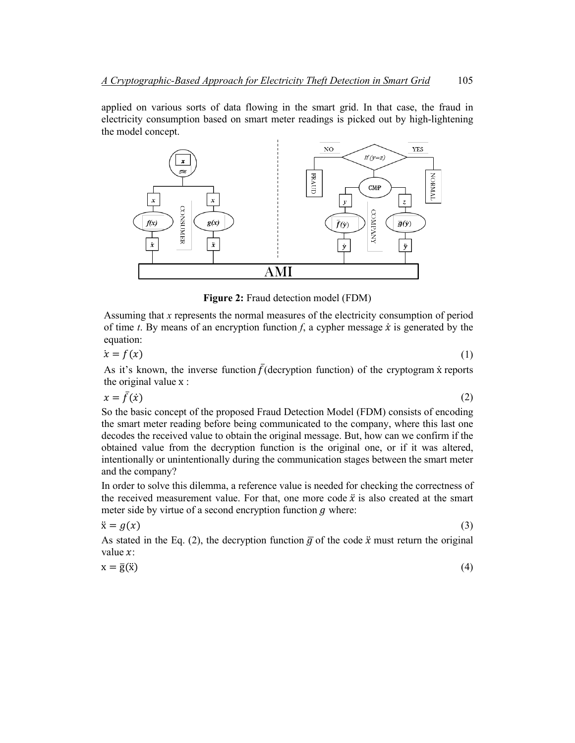applied on various sorts of data flowing in the smart grid. In that case, the fraud in electricity consumption based on smart meter readings is picked out by high-lightening the model concept.

**Figure 2:** Fraud detection model (FDM)

Assuming that $x$ represents the normal measures of the electricity consumption of period of time $t$. By means of an encryption function $f$, a cypher message $\dot{x}$ is generated by the equation:

$$\dot{x} = f(x) \tag{1}$$

As it's known, the inverse function $\bar{f}$ (decryption function) of the cryptogram $\dot{x}$ reports the original value x :

$$x = \bar{f}(\dot{x}) \tag{2}$$

So the basic concept of the proposed Fraud Detection Model (FDM) consists of encoding the smart meter reading before being communicated to the company, where this last one decodes the received value to obtain the original message. But, how can we confirm if the obtained value from the decryption function is the original one, or if it was altered, intentionally or unintentionally during the communication stages between the smart meter and the company?

In order to solve this dilemma, a reference value is needed for checking the correctness of the received measurement value. For that, one more code $\ddot{x}$ is also created at the smart meter side by virtue of a second encryption function $g$ where:

$$\ddot{x} = g(x) \tag{3}$$

As stated in the Eq. (2), the decryption function $\bar{g}$ of the code $\ddot{x}$ must return the original value $x$:

$$x = \bar{g}(\ddot{x}) \tag{4}$$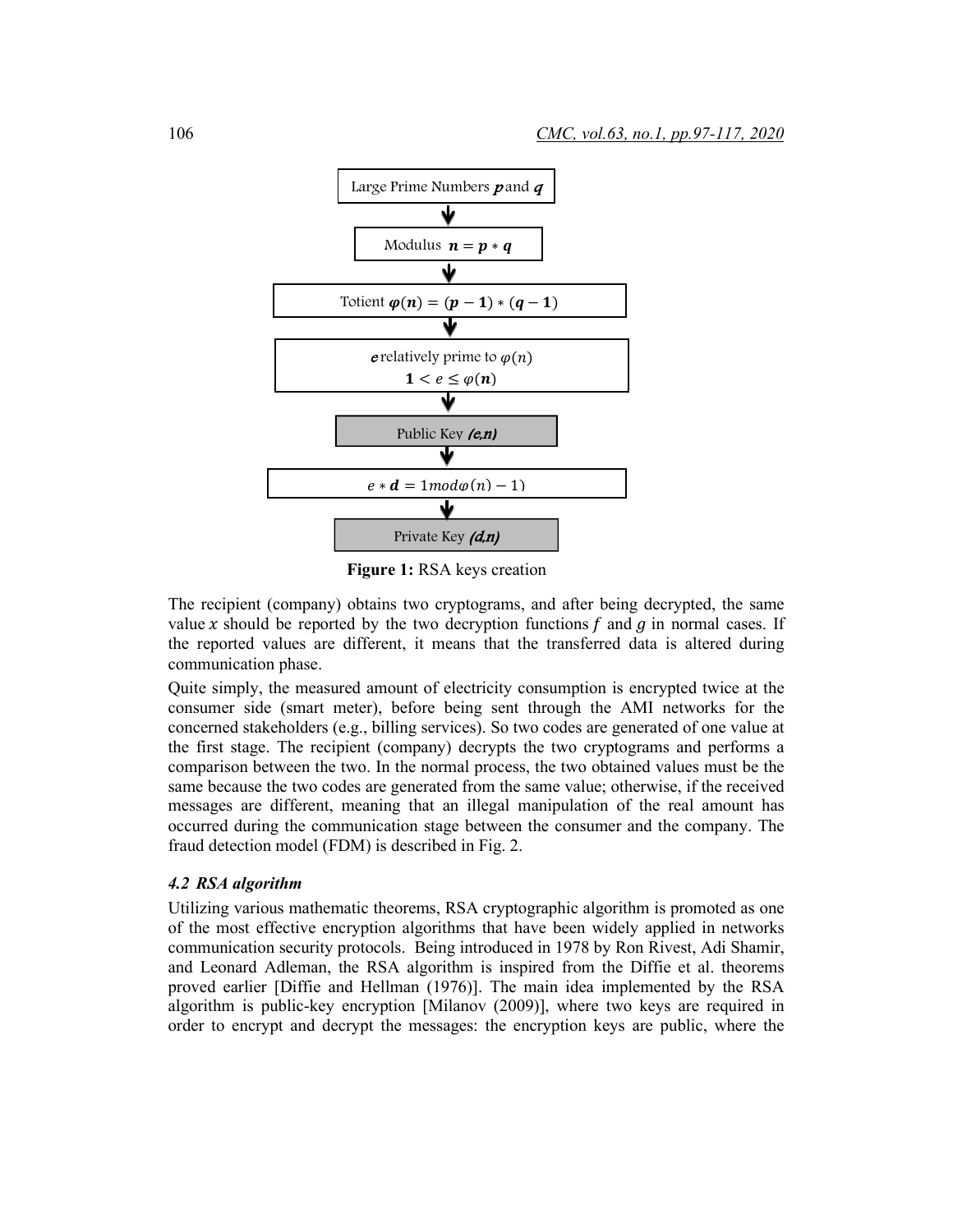Large Prime Numbers $\boldsymbol{p}$ and $\boldsymbol{q}$

↓

Modulus $\boldsymbol{n = p * q}$

↓

Totient $\boldsymbol{\varphi(n) = (p - 1) * (q - 1)}$

↓

$\boldsymbol{e}$ relatively prime to $\varphi(n)$
$\boldsymbol{1} < e \leq \boldsymbol{\varphi(n)}$

↓

Public Key ***(e,n)***

↓

$e * \boldsymbol{d} = 1 mod \varphi(n) - 1)$

↓

Private Key ***(d,n)***

**Figure 1:** RSA keys creation

The recipient (company) obtains two cryptograms, and after being decrypted, the same value $x$ should be reported by the two decryption functions $f$ and $g$ in normal cases. If the reported values are different, it means that the transferred data is altered during communication phase.

Quite simply, the measured amount of electricity consumption is encrypted twice at the consumer side (smart meter), before being sent through the AMI networks for the concerned stakeholders (e.g., billing services). So two codes are generated of one value at the first stage. The recipient (company) decrypts the two cryptograms and performs a comparison between the two. In the normal process, the two obtained values must be the same because the two codes are generated from the same value; otherwise, if the received messages are different, meaning that an illegal manipulation of the real amount has occurred during the communication stage between the consumer and the company. The fraud detection model (FDM) is described in Fig. 2.

### *4.2 RSA algorithm*

Utilizing various mathematic theorems, RSA cryptographic algorithm is promoted as one of the most effective encryption algorithms that have been widely applied in networks communication security protocols. Being introduced in 1978 by Ron Rivest, Adi Shamir, and Leonard Adleman, the RSA algorithm is inspired from the Diffie et al. theorems proved earlier [Diffie and Hellman (1976)]. The main idea implemented by the RSA algorithm is public-key encryption [Milanov (2009)], where two keys are required in order to encrypt and decrypt the messages: the encryption keys are public, where the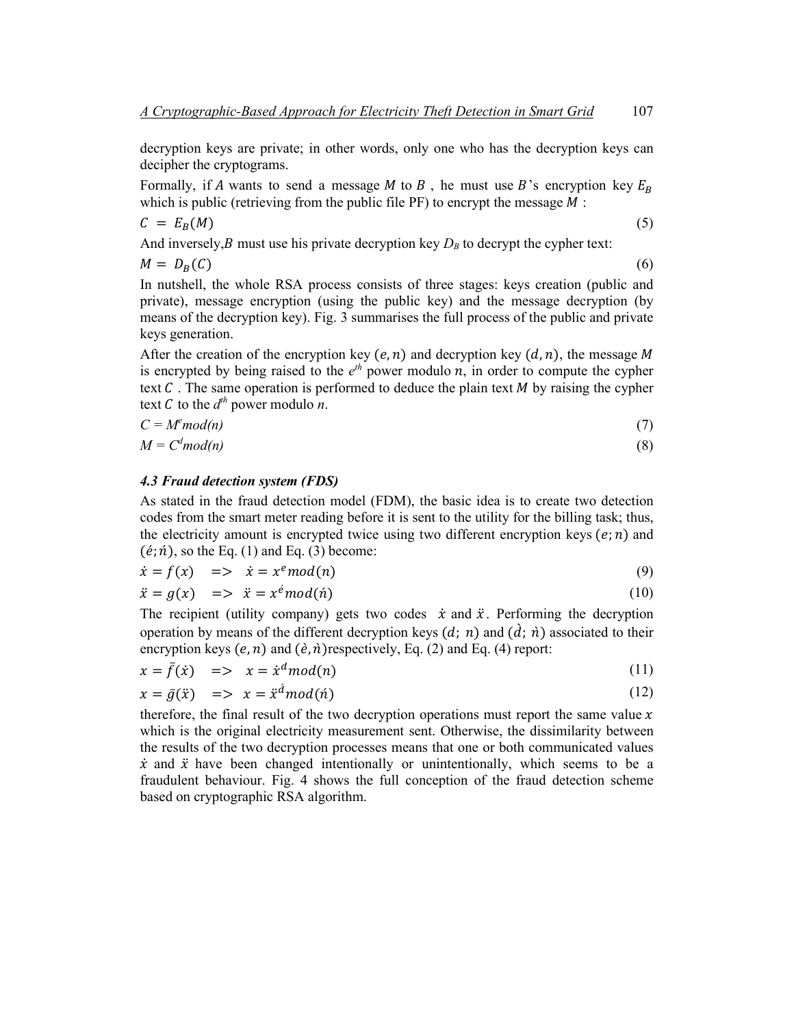decryption keys are private; in other words, only one who has the decryption keys can decipher the cryptograms.

Formally, if $A$ wants to send a message $M$ to $B$ , he must use $B$'s encryption key $E_B$ which is public (retrieving from the public file PF) to encrypt the message $M$ :

$$C = E_B(M) \tag{5}$$

And inversely,$B$ must use his private decryption key $D_B$ to decrypt the cypher text:

$$M = D_B(C) \tag{6}$$

In nutshell, the whole RSA process consists of three stages: keys creation (public and private), message encryption (using the public key) and the message decryption (by means of the decryption key). Fig. 3 summarises the full process of the public and private keys generation.

After the creation of the encryption key $(e, n)$ and decryption key $(d, n)$, the message $M$ is encrypted by being raised to the $e^{th}$ power modulo $n$, in order to compute the cypher text $C$ . The same operation is performed to deduce the plain text $M$ by raising the cypher text $C$ to the $d^{th}$ power modulo $n$.

$$C = M^e mod(n) \tag{7}$$

$$M = C^d mod(n) \tag{8}$$

### *4.3 Fraud detection system (FDS)*

As stated in the fraud detection model (FDM), the basic idea is to create two detection codes from the smart meter reading before it is sent to the utility for the billing task; thus, the electricity amount is encrypted twice using two different encryption keys $(e; n)$ and $(\acute{e}; \acute{n})$, so the Eq. (1) and Eq. (3) become:

$$\dot{x} = f(x) \quad => \quad \dot{x} = x^e mod(n) \tag{9}$$

$$\ddot{x} = g(x) \quad => \quad \ddot{x} = x^{\acute{e}} mod(\acute{n}) \tag{10}$$

The recipient (utility company) gets two codes $\dot{x}$ and $\ddot{x}$. Performing the decryption operation by means of the different decryption keys $(d;\ n)$ and $(\dot{d};\ \grave{n})$ associated to their encryption keys $(e, n)$ and $(\grave{e}, \grave{n})$respectively, Eq. (2) and Eq. (4) report:

$$x = \bar{f}(\dot{x}) \quad => \quad x = \dot{x}^d mod(n) \tag{11}$$

$$x = \bar{g}(\ddot{x}) \quad => \quad x = \ddot{x}^{\acute{d}} mod(\acute{n}) \tag{12}$$

therefore, the final result of the two decryption operations must report the same value $x$ which is the original electricity measurement sent. Otherwise, the dissimilarity between the results of the two decryption processes means that one or both communicated values $\dot{x}$ and $\ddot{x}$ have been changed intentionally or unintentionally, which seems to be a fraudulent behaviour. Fig. 4 shows the full conception of the fraud detection scheme based on cryptographic RSA algorithm.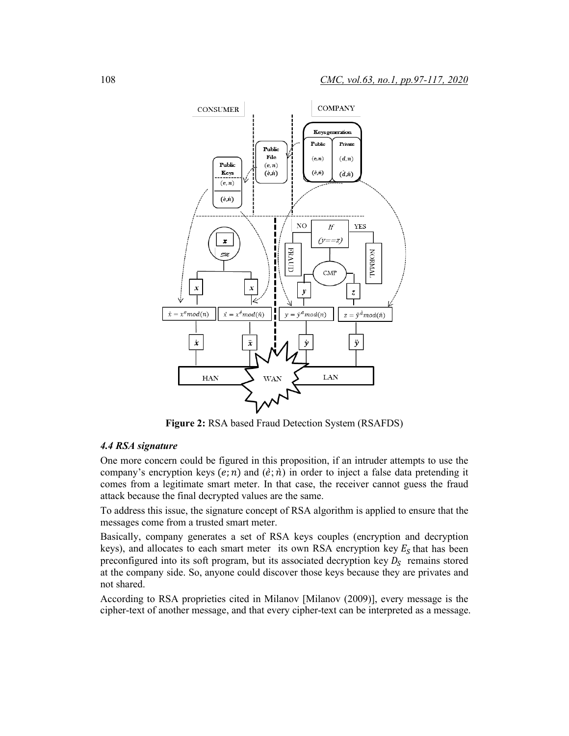**Figure 2:** RSA based Fraud Detection System (RSAFDS)

### *4.4 RSA signature*

One more concern could be figured in this proposition, if an intruder attempts to use the company's encryption keys $(e; n)$ and $(\dot{e}; \acute{n})$ in order to inject a false data pretending it comes from a legitimate smart meter. In that case, the receiver cannot guess the fraud attack because the final decrypted values are the same.

To address this issue, the signature concept of RSA algorithm is applied to ensure that the messages come from a trusted smart meter.

Basically, company generates a set of RSA keys couples (encryption and decryption keys), and allocates to each smart meter its own RSA encryption key $E_S$ that has been preconfigured into its soft program, but its associated decryption key $D_S$ remains stored at the company side. So, anyone could discover those keys because they are privates and not shared.

According to RSA proprieties cited in Milanov [Milanov (2009)], every message is the cipher-text of another message, and that every cipher-text can be interpreted as a message.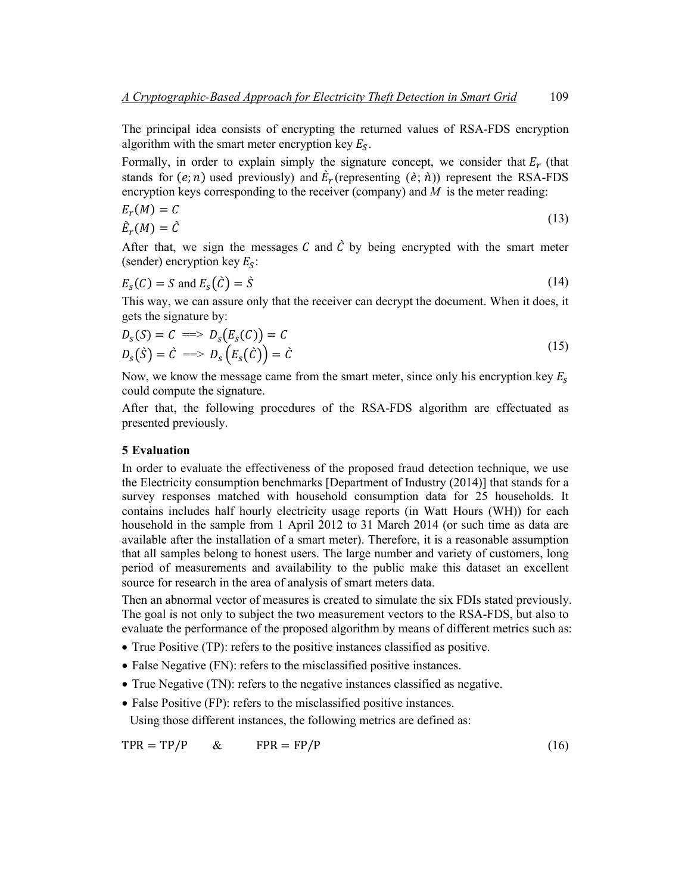The principal idea consists of encrypting the returned values of RSA-FDS encryption algorithm with the smart meter encryption key $E_S$.

Formally, in order to explain simply the signature concept, we consider that $E_r$ (that stands for $(e; n)$ used previously) and $\grave{E}_r$ (representing $(\grave{e}; \grave{n})$) represent the RSA-FDS encryption keys corresponding to the receiver (company) and $M$ is the meter reading:

$$
\begin{aligned}
E_r(M) &= C \\
\grave{E}_r(M) &= \grave{C}
\end{aligned}
\tag{13}
$$

After that, we sign the messages $C$ and $\grave{C}$ by being encrypted with the smart meter (sender) encryption key $E_S$:

$$
E_s(C) = S \text{ and } E_s(\grave{C}) = \grave{S} \tag{14}
$$

This way, we can assure only that the receiver can decrypt the document. When it does, it gets the signature by:

$$
\begin{aligned}
D_s(S) = C &\implies D_s(E_s(C)) = C \\
D_s(\grave{S}) = \grave{C} &\implies D_s\left(E_s(\grave{C})\right) = \grave{C}
\end{aligned}
\tag{15}
$$

Now, we know the message came from the smart meter, since only his encryption key $E_s$ could compute the signature.

After that, the following procedures of the RSA-FDS algorithm are effectuated as presented previously.

## 5 Evaluation

In order to evaluate the effectiveness of the proposed fraud detection technique, we use the Electricity consumption benchmarks [Department of Industry (2014)] that stands for a survey responses matched with household consumption data for 25 households. It contains includes half hourly electricity usage reports (in Watt Hours (WH)) for each household in the sample from 1 April 2012 to 31 March 2014 (or such time as data are available after the installation of a smart meter). Therefore, it is a reasonable assumption that all samples belong to honest users. The large number and variety of customers, long period of measurements and availability to the public make this dataset an excellent source for research in the area of analysis of smart meters data.

Then an abnormal vector of measures is created to simulate the six FDIs stated previously. The goal is not only to subject the two measurement vectors to the RSA-FDS, but also to evaluate the performance of the proposed algorithm by means of different metrics such as:

- True Positive (TP): refers to the positive instances classified as positive.
- False Negative (FN): refers to the misclassified positive instances.
- True Negative (TN): refers to the negative instances classified as negative.
- False Positive (FP): refers to the misclassified positive instances.

Using those different instances, the following metrics are defined as:

$$
\text{TPR} = \text{TP}/\text{P} \qquad \& \qquad \text{FPR} = \text{FP}/\text{P} \tag{16}
$$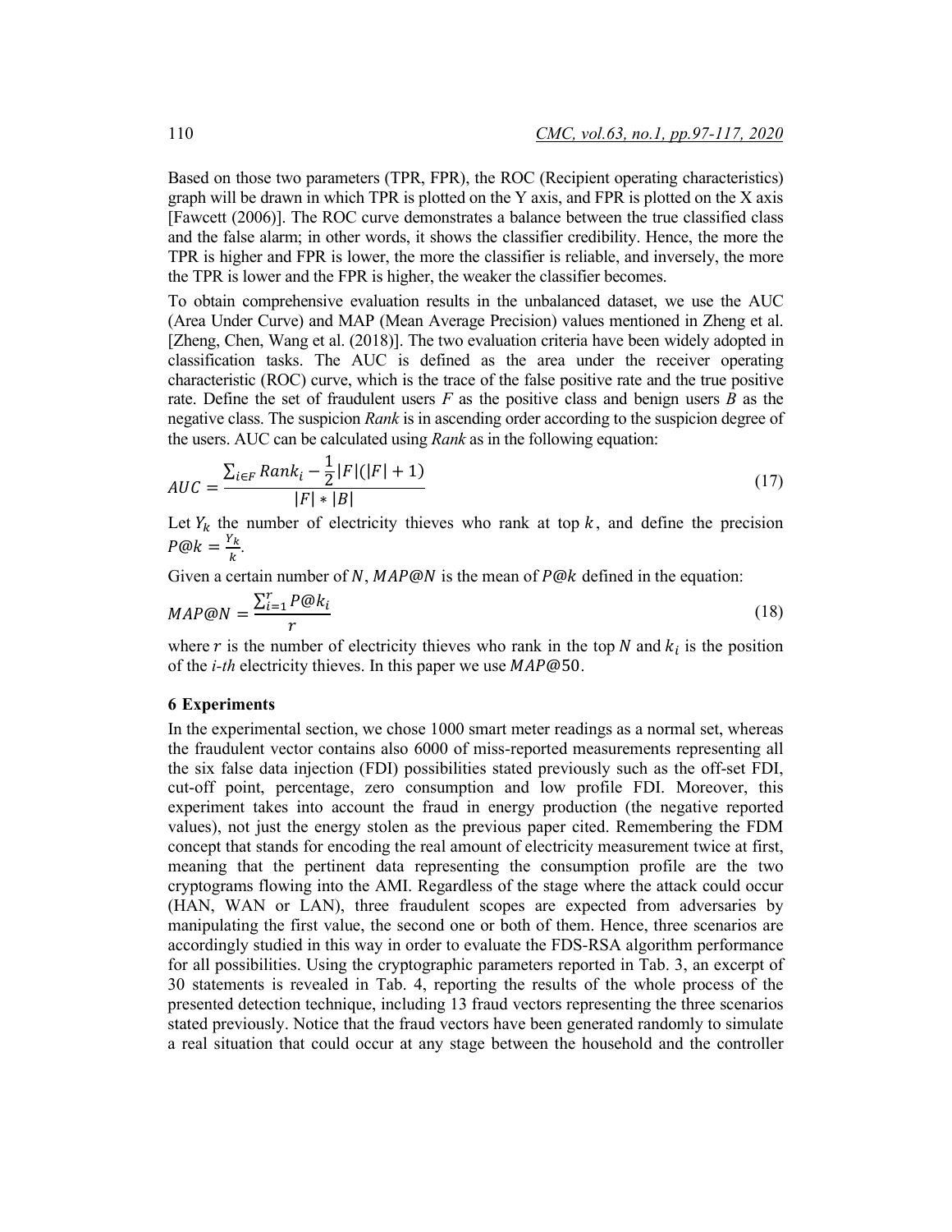Based on those two parameters (TPR, FPR), the ROC (Recipient operating characteristics) graph will be drawn in which TPR is plotted on the Y axis, and FPR is plotted on the X axis [Fawcett (2006)]. The ROC curve demonstrates a balance between the true classified class and the false alarm; in other words, it shows the classifier credibility. Hence, the more the TPR is higher and FPR is lower, the more the classifier is reliable, and inversely, the more the TPR is lower and the FPR is higher, the weaker the classifier becomes.

To obtain comprehensive evaluation results in the unbalanced dataset, we use the AUC (Area Under Curve) and MAP (Mean Average Precision) values mentioned in Zheng et al. [Zheng, Chen, Wang et al. (2018)]. The two evaluation criteria have been widely adopted in classification tasks. The AUC is defined as the area under the receiver operating characteristic (ROC) curve, which is the trace of the false positive rate and the true positive rate. Define the set of fraudulent users $F$ as the positive class and benign users $B$ as the negative class. The suspicion *Rank* is in ascending order according to the suspicion degree of the users. AUC can be calculated using *Rank* as in the following equation:

$$AUC = \frac{\sum_{i \in F} Rank_i - \frac{1}{2}|F|(|F| + 1)}{|F| * |B|} \tag{17}$$

Let $Y_k$ the number of electricity thieves who rank at top $k$, and define the precision $P@k = \frac{Y_k}{k}$.

Given a certain number of $N$, $MAP@N$ is the mean of $P@k$ defined in the equation:

$$MAP@N = \frac{\sum_{i=1}^{r} P@k_i}{r} \tag{18}$$

where $r$ is the number of electricity thieves who rank in the top $N$ and $k_i$ is the position of the *i-th* electricity thieves. In this paper we use $MAP@50$.

## 6 Experiments

In the experimental section, we chose 1000 smart meter readings as a normal set, whereas the fraudulent vector contains also 6000 of miss-reported measurements representing all the six false data injection (FDI) possibilities stated previously such as the off-set FDI, cut-off point, percentage, zero consumption and low profile FDI. Moreover, this experiment takes into account the fraud in energy production (the negative reported values), not just the energy stolen as the previous paper cited. Remembering the FDM concept that stands for encoding the real amount of electricity measurement twice at first, meaning that the pertinent data representing the consumption profile are the two cryptograms flowing into the AMI. Regardless of the stage where the attack could occur (HAN, WAN or LAN), three fraudulent scopes are expected from adversaries by manipulating the first value, the second one or both of them. Hence, three scenarios are accordingly studied in this way in order to evaluate the FDS-RSA algorithm performance for all possibilities. Using the cryptographic parameters reported in Tab. 3, an excerpt of 30 statements is revealed in Tab. 4, reporting the results of the whole process of the presented detection technique, including 13 fraud vectors representing the three scenarios stated previously. Notice that the fraud vectors have been generated randomly to simulate a real situation that could occur at any stage between the household and the controller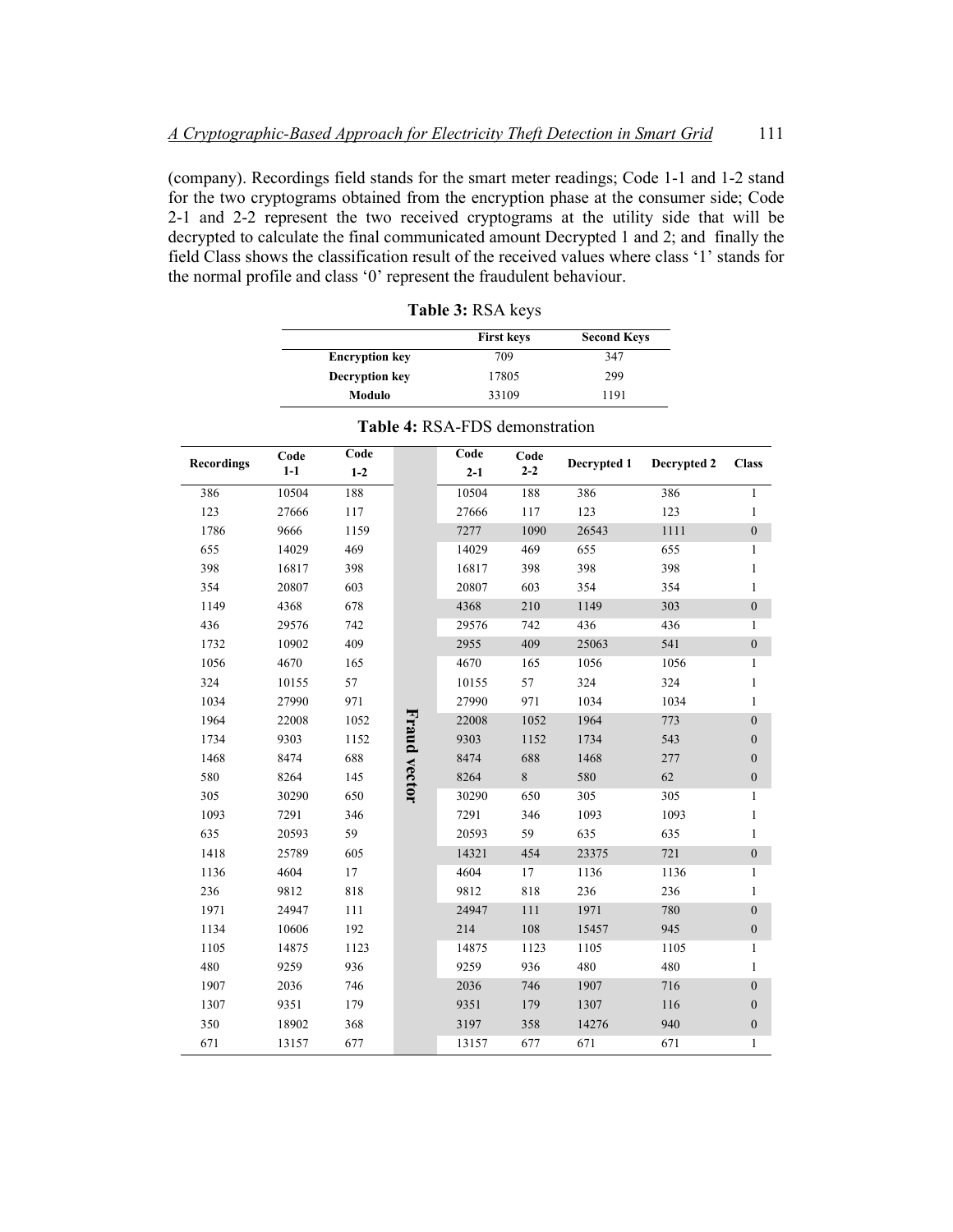(company). Recordings field stands for the smart meter readings; Code 1-1 and 1-2 stand for the two cryptograms obtained from the encryption phase at the consumer side; Code 2-1 and 2-2 represent the two received cryptograms at the utility side that will be decrypted to calculate the final communicated amount Decrypted 1 and 2; and finally the field Class shows the classification result of the received values where class '1' stands for the normal profile and class '0' represent the fraudulent behaviour.

**Table 3:** RSA keys

| | First keys | Second Keys |
|---|---|---|
| **Encryption key** | 709 | 347 |
| **Decryption key** | 17805 | 299 |
| **Modulo** | 33109 | 1191 |

**Table 4:** RSA-FDS demonstration

| Recordings | Code 1-1 | Code 1-2 | | Code 2-1 | Code 2-2 | Decrypted 1 | Decrypted 2 | Class |
|---|---|---|---|---|---|---|---|---|
| 386 | 10504 | 188 | Fraud vector | 10504 | 188 | 386 | 386 | 1 |
| 123 | 27666 | 117 | | 27666 | 117 | 123 | 123 | 1 |
| 1786 | 9666 | 1159 | | 7277 | 1090 | 26543 | 1111 | 0 |
| 655 | 14029 | 469 | | 14029 | 469 | 655 | 655 | 1 |
| 398 | 16817 | 398 | | 16817 | 398 | 398 | 398 | 1 |
| 354 | 20807 | 603 | | 20807 | 603 | 354 | 354 | 1 |
| 1149 | 4368 | 678 | | 4368 | 210 | 1149 | 303 | 0 |
| 436 | 29576 | 742 | | 29576 | 742 | 436 | 436 | 1 |
| 1732 | 10902 | 409 | | 2955 | 409 | 25063 | 541 | 0 |
| 1056 | 4670 | 165 | | 4670 | 165 | 1056 | 1056 | 1 |
| 324 | 10155 | 57 | | 10155 | 57 | 324 | 324 | 1 |
| 1034 | 27990 | 971 | | 27990 | 971 | 1034 | 1034 | 1 |
| 1964 | 22008 | 1052 | | 22008 | 1052 | 1964 | 773 | 0 |
| 1734 | 9303 | 1152 | | 9303 | 1152 | 1734 | 543 | 0 |
| 1468 | 8474 | 688 | | 8474 | 688 | 1468 | 277 | 0 |
| 580 | 8264 | 145 | | 8264 | 8 | 580 | 62 | 0 |
| 305 | 30290 | 650 | | 30290 | 650 | 305 | 305 | 1 |
| 1093 | 7291 | 346 | | 7291 | 346 | 1093 | 1093 | 1 |
| 635 | 20593 | 59 | | 20593 | 59 | 635 | 635 | 1 |
| 1418 | 25789 | 605 | | 14321 | 454 | 23375 | 721 | 0 |
| 1136 | 4604 | 17 | | 4604 | 17 | 1136 | 1136 | 1 |
| 236 | 9812 | 818 | | 9812 | 818 | 236 | 236 | 1 |
| 1971 | 24947 | 111 | | 24947 | 111 | 1971 | 780 | 0 |
| 1134 | 10606 | 192 | | 214 | 108 | 15457 | 945 | 0 |
| 1105 | 14875 | 1123 | | 14875 | 1123 | 1105 | 1105 | 1 |
| 480 | 9259 | 936 | | 9259 | 936 | 480 | 480 | 1 |
| 1907 | 2036 | 746 | | 2036 | 746 | 1907 | 716 | 0 |
| 1307 | 9351 | 179 | | 9351 | 179 | 1307 | 116 | 0 |
| 350 | 18902 | 368 | | 3197 | 358 | 14276 | 940 | 0 |
| 671 | 13157 | 677 | | 13157 | 677 | 671 | 671 | 1 |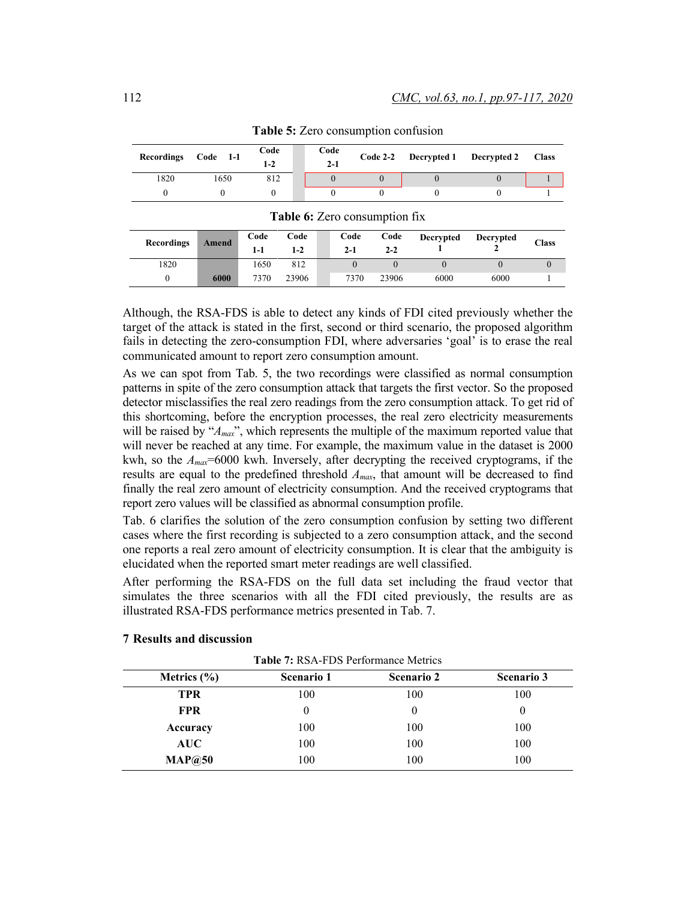**Table 5:** Zero consumption confusion

| Recordings | Code 1-1 | Code 1-2 | Code 2-1 | Code 2-2 | Decrypted 1 | Decrypted 2 | Class |
|---|---|---|---|---|---|---|---|
| 1820 | 1650 | 812 | 0 | 0 | 0 | 0 | 1 |
| 0 | 0 | 0 | 0 | 0 | 0 | 0 | 1 |

**Table 6:** Zero consumption fix

| Recordings | Amend | Code 1-1 | Code 1-2 | Code 2-1 | Code 2-2 | Decrypted 1 | Decrypted 2 | Class |
|---|---|---|---|---|---|---|---|---|
| 1820 | | 1650 | 812 | 0 | 0 | 0 | 0 | 0 |
| 0 | **6000** | 7370 | 23906 | 7370 | 23906 | 6000 | 6000 | 1 |

Although, the RSA-FDS is able to detect any kinds of FDI cited previously whether the target of the attack is stated in the first, second or third scenario, the proposed algorithm fails in detecting the zero-consumption FDI, where adversaries 'goal' is to erase the real communicated amount to report zero consumption amount.

As we can spot from Tab. 5, the two recordings were classified as normal consumption patterns in spite of the zero consumption attack that targets the first vector. So the proposed detector misclassifies the real zero readings from the zero consumption attack. To get rid of this shortcoming, before the encryption processes, the real zero electricity measurements will be raised by "$A_{max}$", which represents the multiple of the maximum reported value that will never be reached at any time. For example, the maximum value in the dataset is 2000 kwh, so the $A_{max}$=6000 kwh. Inversely, after decrypting the received cryptograms, if the results are equal to the predefined threshold $A_{max}$, that amount will be decreased to find finally the real zero amount of electricity consumption. And the received cryptograms that report zero values will be classified as abnormal consumption profile.

Tab. 6 clarifies the solution of the zero consumption confusion by setting two different cases where the first recording is subjected to a zero consumption attack, and the second one reports a real zero amount of electricity consumption. It is clear that the ambiguity is elucidated when the reported smart meter readings are well classified.

After performing the RSA-FDS on the full data set including the fraud vector that simulates the three scenarios with all the FDI cited previously, the results are as illustrated RSA-FDS performance metrics presented in Tab. 7.

## 7 Results and discussion

**Table 7:** RSA-FDS Performance Metrics

| Metrics (%) | Scenario 1 | Scenario 2 | Scenario 3 |
|---|---|---|---|
| **TPR** | 100 | 100 | 100 |
| **FPR** | 0 | 0 | 0 |
| **Accuracy** | 100 | 100 | 100 |
| **AUC** | 100 | 100 | 100 |
| **MAP@50** | 100 | 100 | 100 |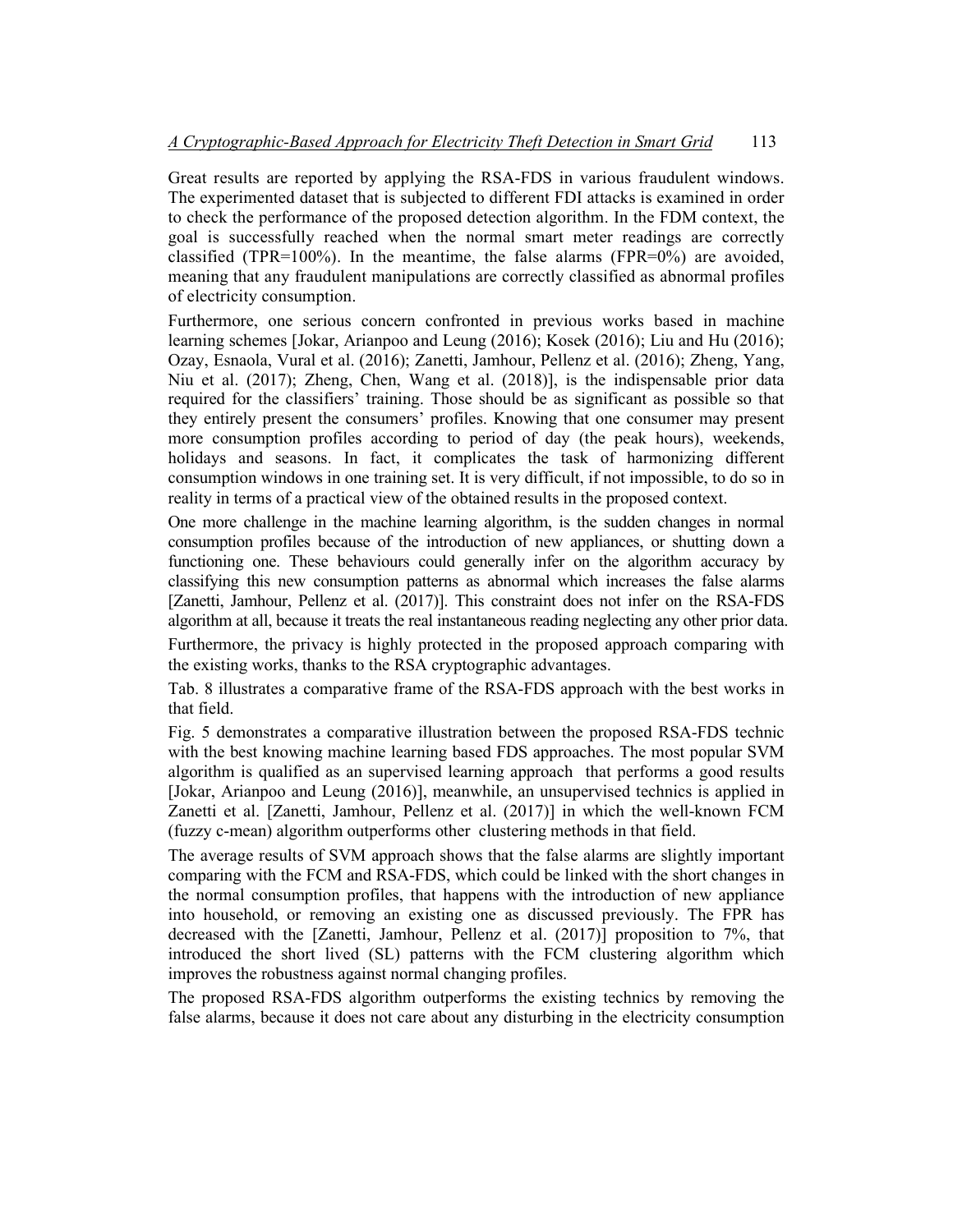Great results are reported by applying the RSA-FDS in various fraudulent windows. The experimented dataset that is subjected to different FDI attacks is examined in order to check the performance of the proposed detection algorithm. In the FDM context, the goal is successfully reached when the normal smart meter readings are correctly classified (TPR=100%). In the meantime, the false alarms (FPR=0%) are avoided, meaning that any fraudulent manipulations are correctly classified as abnormal profiles of electricity consumption.

Furthermore, one serious concern confronted in previous works based in machine learning schemes [Jokar, Arianpoo and Leung (2016); Kosek (2016); Liu and Hu (2016); Ozay, Esnaola, Vural et al. (2016); Zanetti, Jamhour, Pellenz et al. (2016); Zheng, Yang, Niu et al. (2017); Zheng, Chen, Wang et al. (2018)], is the indispensable prior data required for the classifiers' training. Those should be as significant as possible so that they entirely present the consumers' profiles. Knowing that one consumer may present more consumption profiles according to period of day (the peak hours), weekends, holidays and seasons. In fact, it complicates the task of harmonizing different consumption windows in one training set. It is very difficult, if not impossible, to do so in reality in terms of a practical view of the obtained results in the proposed context.

One more challenge in the machine learning algorithm, is the sudden changes in normal consumption profiles because of the introduction of new appliances, or shutting down a functioning one. These behaviours could generally infer on the algorithm accuracy by classifying this new consumption patterns as abnormal which increases the false alarms [Zanetti, Jamhour, Pellenz et al. (2017)]. This constraint does not infer on the RSA-FDS algorithm at all, because it treats the real instantaneous reading neglecting any other prior data.

Furthermore, the privacy is highly protected in the proposed approach comparing with the existing works, thanks to the RSA cryptographic advantages.

Tab. 8 illustrates a comparative frame of the RSA-FDS approach with the best works in that field.

Fig. 5 demonstrates a comparative illustration between the proposed RSA-FDS technic with the best knowing machine learning based FDS approaches. The most popular SVM algorithm is qualified as an supervised learning approach that performs a good results [Jokar, Arianpoo and Leung (2016)], meanwhile, an unsupervised technics is applied in Zanetti et al. [Zanetti, Jamhour, Pellenz et al. (2017)] in which the well-known FCM (fuzzy c-mean) algorithm outperforms other clustering methods in that field.

The average results of SVM approach shows that the false alarms are slightly important comparing with the FCM and RSA-FDS, which could be linked with the short changes in the normal consumption profiles, that happens with the introduction of new appliance into household, or removing an existing one as discussed previously. The FPR has decreased with the [Zanetti, Jamhour, Pellenz et al. (2017)] proposition to 7%, that introduced the short lived (SL) patterns with the FCM clustering algorithm which improves the robustness against normal changing profiles.

The proposed RSA-FDS algorithm outperforms the existing technics by removing the false alarms, because it does not care about any disturbing in the electricity consumption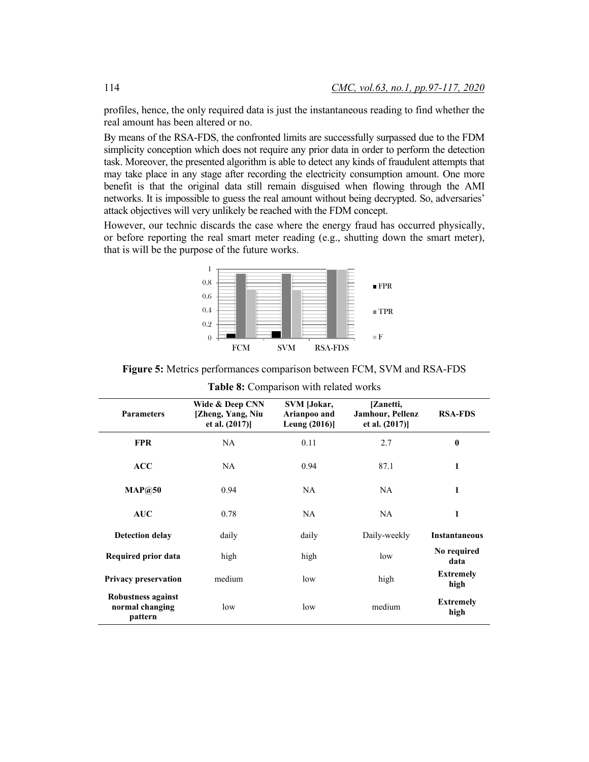profiles, hence, the only required data is just the instantaneous reading to find whether the real amount has been altered or no.

By means of the RSA-FDS, the confronted limits are successfully surpassed due to the FDM simplicity conception which does not require any prior data in order to perform the detection task. Moreover, the presented algorithm is able to detect any kinds of fraudulent attempts that may take place in any stage after recording the electricity consumption amount. One more benefit is that the original data still remain disguised when flowing through the AMI networks. It is impossible to guess the real amount without being decrypted. So, adversaries' attack objectives will very unlikely be reached with the FDM concept.

However, our technic discards the case where the energy fraud has occurred physically, or before reporting the real smart meter reading (e.g., shutting down the smart meter), that is will be the purpose of the future works.

**Figure 5:** Metrics performances comparison between FCM, SVM and RSA-FDS

**Table 8:** Comparison with related works

| Parameters | Wide & Deep CNN [Zheng, Yang, Niu et al. (2017)] | SVM [Jokar, Arianpoo and Leung (2016)] | [Zanetti, Jamhour, Pellenz et al. (2017)] | RSA-FDS |
|---|---|---|---|---|
| **FPR** | NA | 0.11 | 2.7 | **0** |
| **ACC** | NA | 0.94 | 87.1 | **1** |
| **MAP@50** | 0.94 | NA | NA | **1** |
| **AUC** | 0.78 | NA | NA | **1** |
| **Detection delay** | daily | daily | Daily-weekly | **Instantaneous** |
| **Required prior data** | high | high | low | **No required data** |
| **Privacy preservation** | medium | low | high | **Extremely high** |
| **Robustness against normal changing pattern** | low | low | medium | **Extremely high** |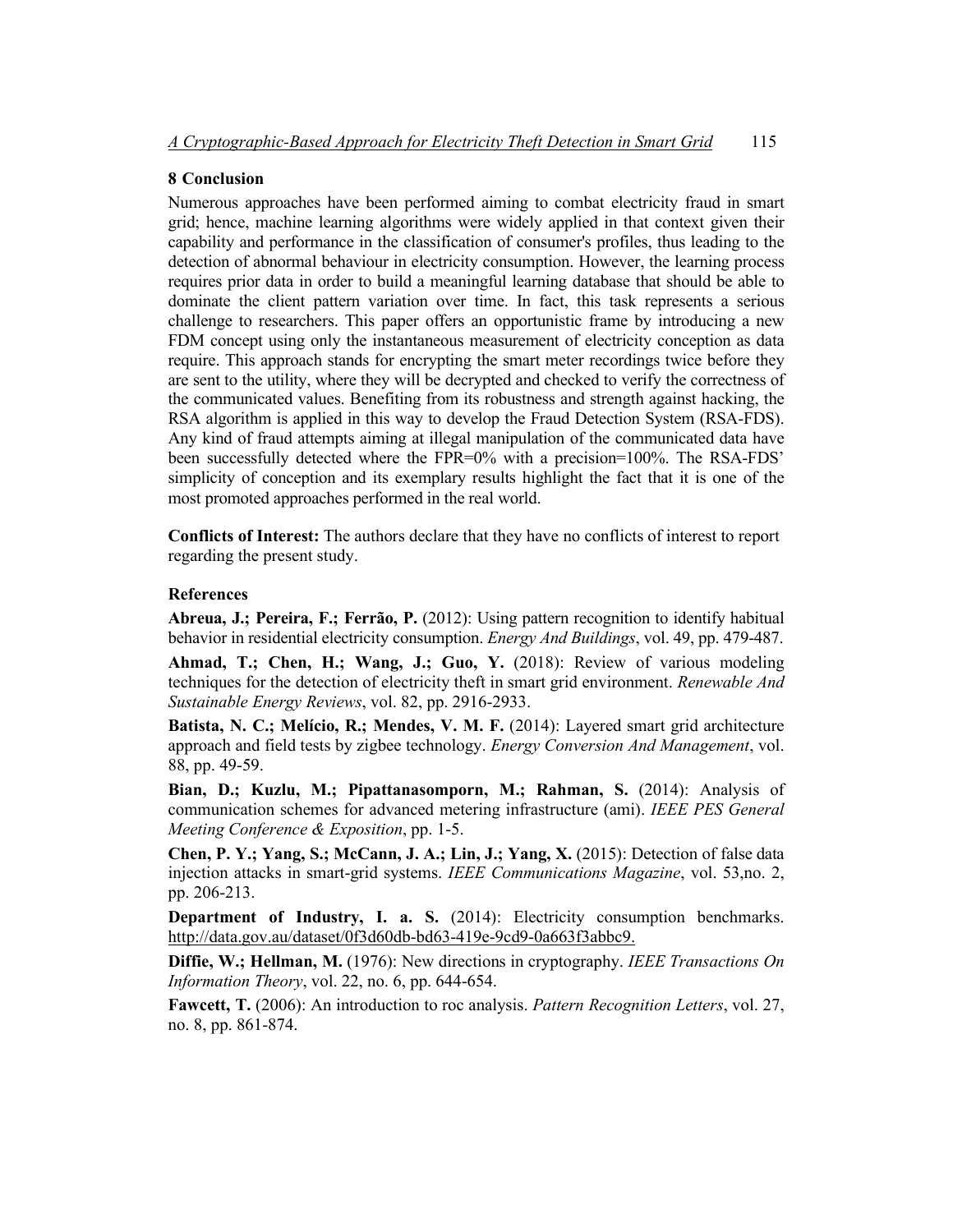## 8 Conclusion

Numerous approaches have been performed aiming to combat electricity fraud in smart grid; hence, machine learning algorithms were widely applied in that context given their capability and performance in the classification of consumer's profiles, thus leading to the detection of abnormal behaviour in electricity consumption. However, the learning process requires prior data in order to build a meaningful learning database that should be able to dominate the client pattern variation over time. In fact, this task represents a serious challenge to researchers. This paper offers an opportunistic frame by introducing a new FDM concept using only the instantaneous measurement of electricity conception as data require. This approach stands for encrypting the smart meter recordings twice before they are sent to the utility, where they will be decrypted and checked to verify the correctness of the communicated values. Benefiting from its robustness and strength against hacking, the RSA algorithm is applied in this way to develop the Fraud Detection System (RSA-FDS). Any kind of fraud attempts aiming at illegal manipulation of the communicated data have been successfully detected where the FPR=0% with a precision=100%. The RSA-FDS' simplicity of conception and its exemplary results highlight the fact that it is one of the most promoted approaches performed in the real world.

**Conflicts of Interest:** The authors declare that they have no conflicts of interest to report regarding the present study.

## References

**Abreua, J.; Pereira, F.; Ferrão, P.** (2012): Using pattern recognition to identify habitual behavior in residential electricity consumption. *Energy And Buildings*, vol. 49, pp. 479-487.

**Ahmad, T.; Chen, H.; Wang, J.; Guo, Y.** (2018): Review of various modeling techniques for the detection of electricity theft in smart grid environment. *Renewable And Sustainable Energy Reviews*, vol. 82, pp. 2916-2933.

**Batista, N. C.; Melício, R.; Mendes, V. M. F.** (2014): Layered smart grid architecture approach and field tests by zigbee technology. *Energy Conversion And Management*, vol. 88, pp. 49-59.

**Bian, D.; Kuzlu, M.; Pipattanasomporn, M.; Rahman, S.** (2014): Analysis of communication schemes for advanced metering infrastructure (ami). *IEEE PES General Meeting Conference & Exposition*, pp. 1-5.

**Chen, P. Y.; Yang, S.; McCann, J. A.; Lin, J.; Yang, X.** (2015): Detection of false data injection attacks in smart-grid systems. *IEEE Communications Magazine*, vol. 53,no. 2, pp. 206-213.

**Department of Industry, I. a. S.** (2014): Electricity consumption benchmarks. http://data.gov.au/dataset/0f3d60db-bd63-419e-9cd9-0a663f3abbc9.

**Diffie, W.; Hellman, M.** (1976): New directions in cryptography. *IEEE Transactions On Information Theory*, vol. 22, no. 6, pp. 644-654.

**Fawcett, T.** (2006): An introduction to roc analysis. *Pattern Recognition Letters*, vol. 27, no. 8, pp. 861-874.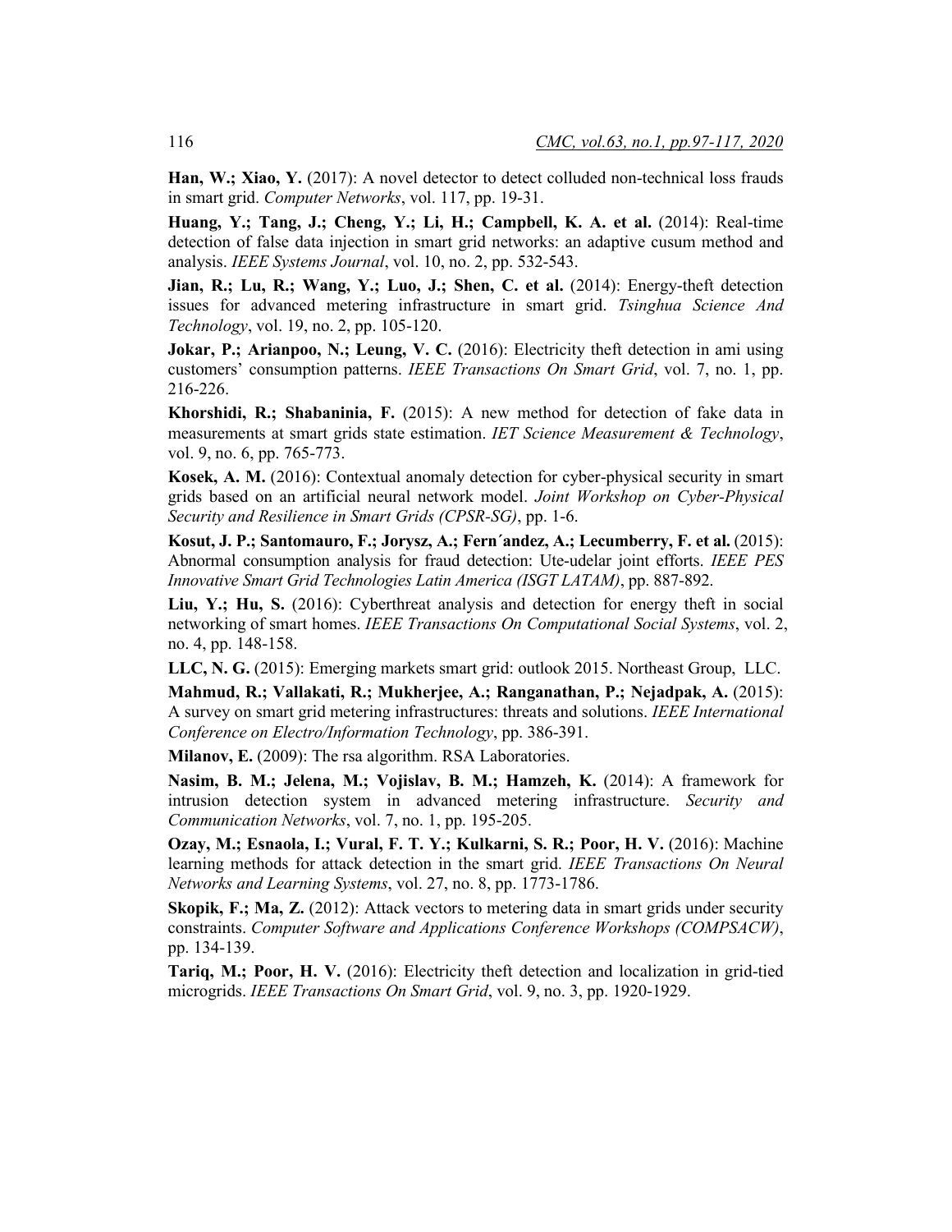**Han, W.; Xiao, Y.** (2017): A novel detector to detect colluded non-technical loss frauds in smart grid. *Computer Networks*, vol. 117, pp. 19-31.

**Huang, Y.; Tang, J.; Cheng, Y.; Li, H.; Campbell, K. A. et al.** (2014): Real-time detection of false data injection in smart grid networks: an adaptive cusum method and analysis. *IEEE Systems Journal*, vol. 10, no. 2, pp. 532-543.

**Jian, R.; Lu, R.; Wang, Y.; Luo, J.; Shen, C. et al.** (2014): Energy-theft detection issues for advanced metering infrastructure in smart grid. *Tsinghua Science And Technology*, vol. 19, no. 2, pp. 105-120.

**Jokar, P.; Arianpoo, N.; Leung, V. C.** (2016): Electricity theft detection in ami using customers' consumption patterns. *IEEE Transactions On Smart Grid*, vol. 7, no. 1, pp. 216-226.

**Khorshidi, R.; Shabaninia, F.** (2015): A new method for detection of fake data in measurements at smart grids state estimation. *IET Science Measurement & Technology*, vol. 9, no. 6, pp. 765-773.

**Kosek, A. M.** (2016): Contextual anomaly detection for cyber-physical security in smart grids based on an artificial neural network model. *Joint Workshop on Cyber-Physical Security and Resilience in Smart Grids (CPSR-SG)*, pp. 1-6.

**Kosut, J. P.; Santomauro, F.; Jorysz, A.; Fern´andez, A.; Lecumberry, F. et al.** (2015): Abnormal consumption analysis for fraud detection: Ute-udelar joint efforts. *IEEE PES Innovative Smart Grid Technologies Latin America (ISGT LATAM)*, pp. 887-892.

**Liu, Y.; Hu, S.** (2016): Cyberthreat analysis and detection for energy theft in social networking of smart homes. *IEEE Transactions On Computational Social Systems*, vol. 2, no. 4, pp. 148-158.

**LLC, N. G.** (2015): Emerging markets smart grid: outlook 2015. Northeast Group, LLC.

**Mahmud, R.; Vallakati, R.; Mukherjee, A.; Ranganathan, P.; Nejadpak, A.** (2015): A survey on smart grid metering infrastructures: threats and solutions. *IEEE International Conference on Electro/Information Technology*, pp. 386-391.

**Milanov, E.** (2009): The rsa algorithm. RSA Laboratories.

**Nasim, B. M.; Jelena, M.; Vojislav, B. M.; Hamzeh, K.** (2014): A framework for intrusion detection system in advanced metering infrastructure. *Security and Communication Networks*, vol. 7, no. 1, pp. 195-205.

**Ozay, M.; Esnaola, I.; Vural, F. T. Y.; Kulkarni, S. R.; Poor, H. V.** (2016): Machine learning methods for attack detection in the smart grid. *IEEE Transactions On Neural Networks and Learning Systems*, vol. 27, no. 8, pp. 1773-1786.

**Skopik, F.; Ma, Z.** (2012): Attack vectors to metering data in smart grids under security constraints. *Computer Software and Applications Conference Workshops (COMPSACW)*, pp. 134-139.

**Tariq, M.; Poor, H. V.** (2016): Electricity theft detection and localization in grid-tied microgrids. *IEEE Transactions On Smart Grid*, vol. 9, no. 3, pp. 1920-1929.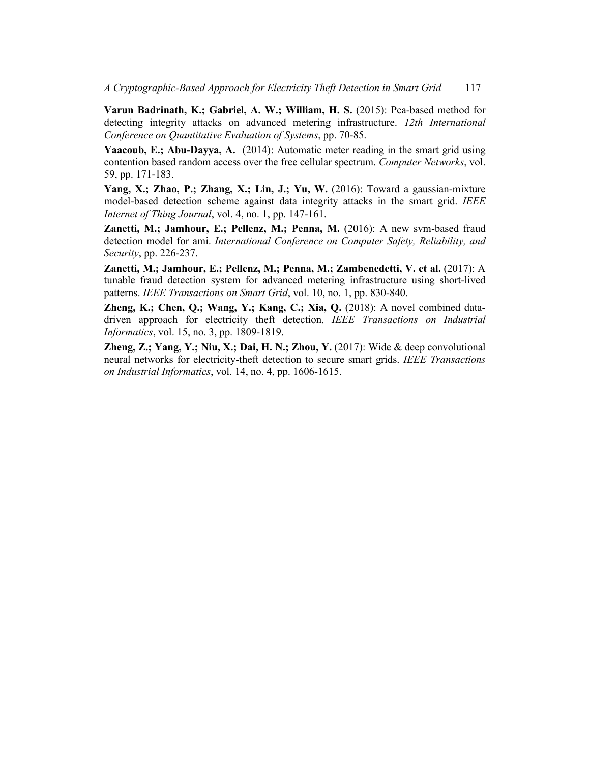**Varun Badrinath, K.; Gabriel, A. W.; William, H. S.** (2015): Pca-based method for detecting integrity attacks on advanced metering infrastructure. *12th International Conference on Quantitative Evaluation of Systems*, pp. 70-85.

**Yaacoub, E.; Abu-Dayya, A.** (2014): Automatic meter reading in the smart grid using contention based random access over the free cellular spectrum. *Computer Networks*, vol. 59, pp. 171-183.

**Yang, X.; Zhao, P.; Zhang, X.; Lin, J.; Yu, W.** (2016): Toward a gaussian-mixture model-based detection scheme against data integrity attacks in the smart grid. *IEEE Internet of Thing Journal*, vol. 4, no. 1, pp. 147-161.

**Zanetti, M.; Jamhour, E.; Pellenz, M.; Penna, M.** (2016): A new svm-based fraud detection model for ami. *International Conference on Computer Safety, Reliability, and Security*, pp. 226-237.

**Zanetti, M.; Jamhour, E.; Pellenz, M.; Penna, M.; Zambenedetti, V. et al.** (2017): A tunable fraud detection system for advanced metering infrastructure using short-lived patterns. *IEEE Transactions on Smart Grid*, vol. 10, no. 1, pp. 830-840.

**Zheng, K.; Chen, Q.; Wang, Y.; Kang, C.; Xia, Q.** (2018): A novel combined data-driven approach for electricity theft detection. *IEEE Transactions on Industrial Informatics*, vol. 15, no. 3, pp. 1809-1819.

**Zheng, Z.; Yang, Y.; Niu, X.; Dai, H. N.; Zhou, Y.** (2017): Wide & deep convolutional neural networks for electricity-theft detection to secure smart grids. *IEEE Transactions on Industrial Informatics*, vol. 14, no. 4, pp. 1606-1615.